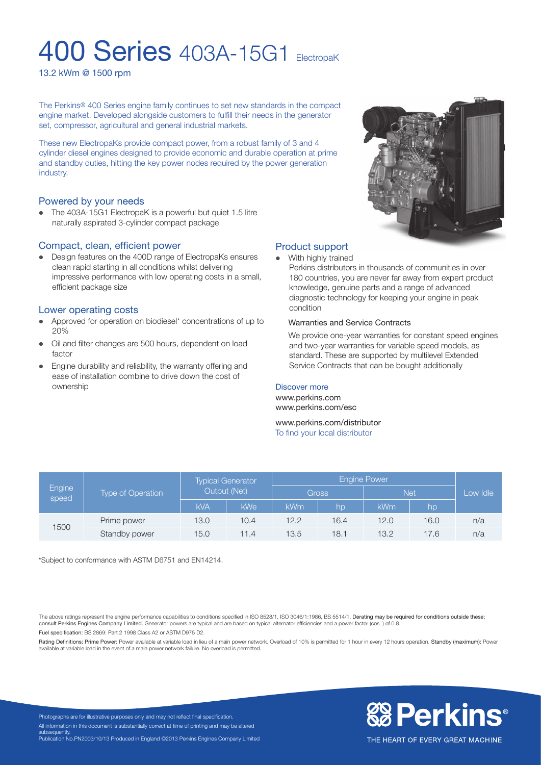# 400 Series 403A-15G1 ElectropaK

13.2 kWm @ 1500 rpm

The Perkins® 400 Series engine family continues to set new standards in the compact engine market. Developed alongside customers to fulfill their needs in the generator set, compressor, agricultural and general industrial markets.

These new ElectropaKs provide compact power, from a robust family of 3 and 4 cylinder diesel engines designed to provide economic and durable operation at prime and standby duties, hitting the key power nodes required by the power generation industry.

## Powered by your needs

- The 403A-15G1 ElectropaK is a powerful but quiet 1.5 litre naturally aspirated 3-cylinder compact package

## Compact, clean, efficient power

- Design features on the 400D range of ElectropaKs ensures clean rapid starting in all conditions whilst delivering impressive performance with low operating costs in a small, efficient package size

## Lower operating costs

- Approved for operation on biodiesel* concentrations of up to 20%
- Oil and filter changes are 500 hours, dependent on load factor
- Engine durability and reliability, the warranty offering and ease of installation combine to drive down the cost of ownership

## Product support

- With highly trained Perkins distributors in thousands of communities in over 180 countries, you are never far away from expert product knowledge, genuine parts and a range of advanced diagnostic technology for keeping your engine in peak condition

### Warranties and Service Contracts

We provide one-year warranties for constant speed engines and two-year warranties for variable speed models, as standard. These are supported by multilevel Extended Service Contracts that can be bought additionally

### Discover more

www.perkins.com
www.perkins.com/esc

www.perkins.com/distributor
To find your local distributor

| Engine speed | Type of Operation | Typical Generator Output (Net) | | Engine Power | | | | Low Idle |
|---|---|---|---|---|---|---|---|---|
| | | | | Gross | | Net | | |
| | | kVA | kWe | kWm | hp | kWm | hp | |
| 1500 | Prime power | 13.0 | 10.4 | 12.2 | 16.4 | 12.0 | 16.0 | n/a |
| | Standby power | 15.0 | 11.4 | 13.5 | 18.1 | 13.2 | 17.6 | n/a |

*Subject to conformance with ASTM D6751 and EN14214.

The above ratings represent the engine performance capabilities to conditions specified in ISO 8528/1, ISO 3046/1:1986, BS 5514/1. **Derating may be required for conditions outside these; consult Perkins Engines Company Limited.** Generator powers are typical and are based on typical alternator efficiencies and a power factor (cos ) of 0.8.

**Fuel specification:** BS 2869: Part 2 1998 Class A2 or ASTM D975 D2.

**Rating Definitions: Prime Power:** Power available at variable load in lieu of a main power network. Overload of 10% is permitted for 1 hour in every 12 hours operation. **Standby (maximum):** Power available at variable load in the event of a main power network failure. No overload is permitted.

Photographs are for illustrative purposes only and may not reflect final specification.
All information in this document is substantially correct at time of printing and may be altered subsequently.
Publication No.PN2003/10/13 Produced in England ©2013 Perkins Engines Company Limited

Perkins®
THE HEART OF EVERY GREAT MACHINE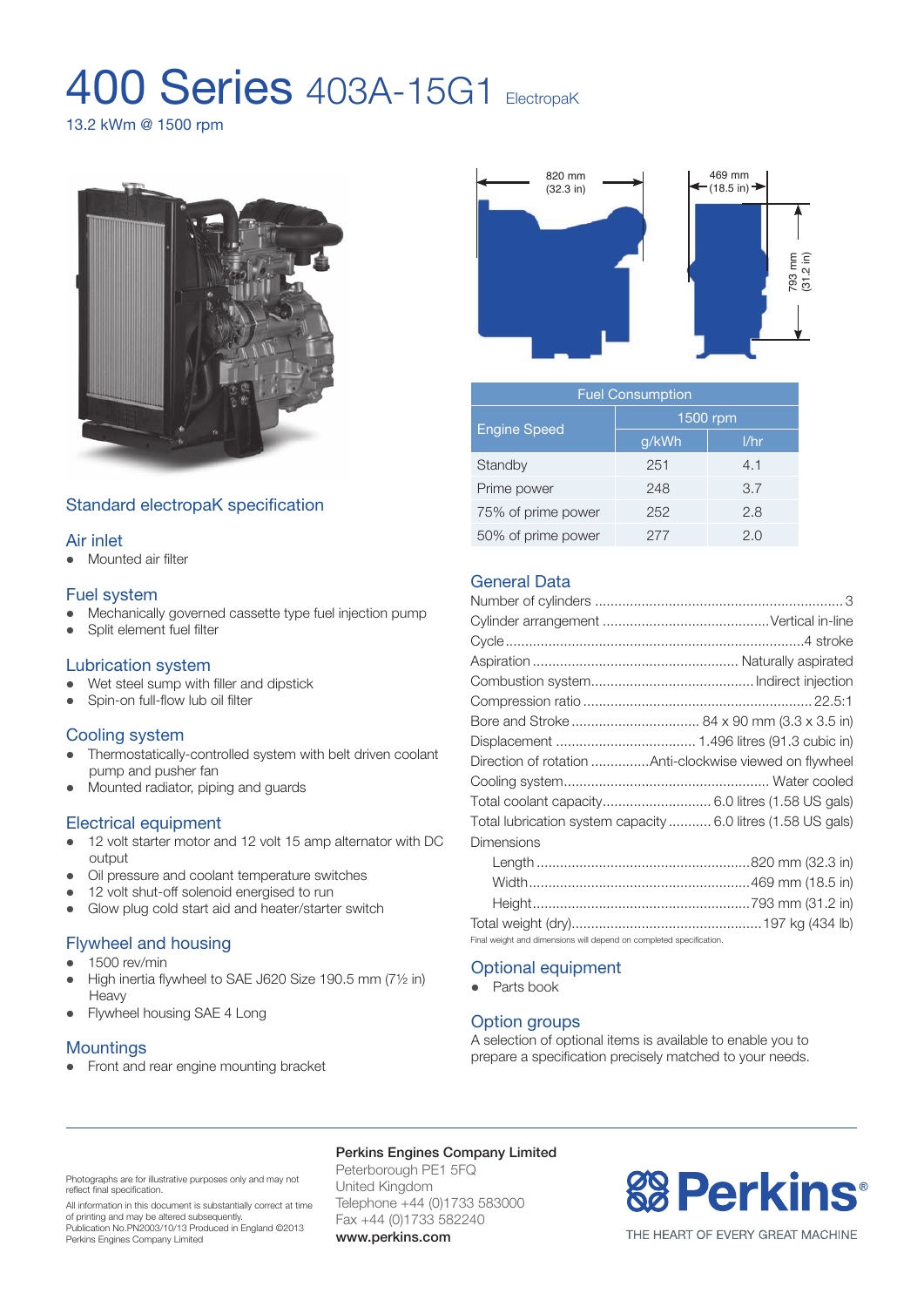# 400 Series 403A-15G1 ElectropaK

13.2 kWm @ 1500 rpm

820 mm (32.3 in)

469 mm (18.5 in)

793 mm (31.2 in)

| Fuel Consumption | | |
|---|---|---|
| Engine Speed | 1500 rpm | |
| | g/kWh | l/hr |
| Standby | 251 | 4.1 |
| Prime power | 248 | 3.7 |
| 75% of prime power | 252 | 2.8 |
| 50% of prime power | 277 | 2.0 |

## Standard electropaK specification

### Air inlet

- Mounted air filter

### Fuel system

- Mechanically governed cassette type fuel injection pump
- Split element fuel filter

### Lubrication system

- Wet steel sump with filler and dipstick
- Spin-on full-flow lub oil filter

### Cooling system

- Thermostatically-controlled system with belt driven coolant pump and pusher fan
- Mounted radiator, piping and guards

### Electrical equipment

- 12 volt starter motor and 12 volt 15 amp alternator with DC output
- Oil pressure and coolant temperature switches
- 12 volt shut-off solenoid energised to run
- Glow plug cold start aid and heater/starter switch

### Flywheel and housing

- 1500 rev/min
- High inertia flywheel to SAE J620 Size 190.5 mm (7½ in) Heavy
- Flywheel housing SAE 4 Long

### Mountings

- Front and rear engine mounting bracket

## General Data

| | |
|---|---|
| Number of cylinders | 3 |
| Cylinder arrangement | Vertical in-line |
| Cycle | 4 stroke |
| Aspiration | Naturally aspirated |
| Combustion system | Indirect injection |
| Compression ratio | 22.5:1 |
| Bore and Stroke | 84 x 90 mm (3.3 x 3.5 in) |
| Displacement | 1.496 litres (91.3 cubic in) |
| Direction of rotation | Anti-clockwise viewed on flywheel |
| Cooling system | Water cooled |
| Total coolant capacity | 6.0 litres (1.58 US gals) |
| Total lubrication system capacity | 6.0 litres (1.58 US gals) |
| Dimensions | |
| Length | 820 mm (32.3 in) |
| Width | 469 mm (18.5 in) |
| Height | 793 mm (31.2 in) |
| Total weight (dry) | 197 kg (434 lb) |

Final weight and dimensions will depend on completed specification.

## Optional equipment

- Parts book

## Option groups

A selection of optional items is available to enable you to prepare a specification precisely matched to your needs.

Photographs are for illustrative purposes only and may not reflect final specification.

All information in this document is substantially correct at time of printing and may be altered subsequently.
Publication No.PN2003/10/13 Produced in England ©2013 Perkins Engines Company Limited

**Perkins Engines Company Limited**
Peterborough PE1 5FQ
United Kingdom
Telephone +44 (0)1733 583000
Fax +44 (0)1733 582240
**www.perkins.com**

Perkins®
THE HEART OF EVERY GREAT MACHINE